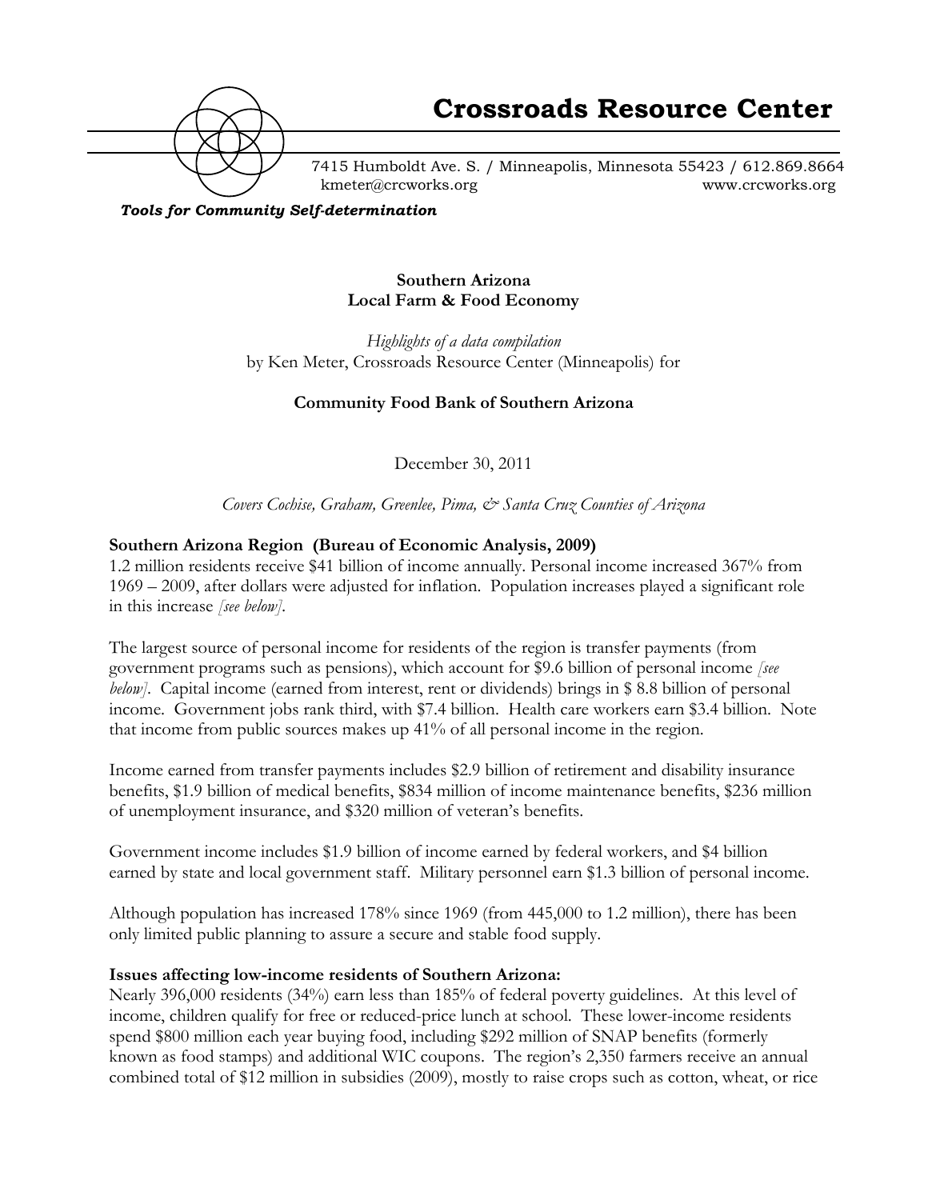# Crossroads Resource Center

7415 Humboldt Ave. S. / Minneapolis, Minnesota 55423 / 612.869.8664
kmeter@crcworks.org www.crcworks.org

***Tools for Community Self-determination***

**Southern Arizona**
**Local Farm & Food Economy**

*Highlights of a data compilation*
by Ken Meter, Crossroads Resource Center (Minneapolis) for

**Community Food Bank of Southern Arizona**

December 30, 2011

*Covers Cochise, Graham, Greenlee, Pima, & Santa Cruz Counties of Arizona*

**Southern Arizona Region (Bureau of Economic Analysis, 2009)**

1.2 million residents receive $41 billion of income annually. Personal income increased 367% from 1969 – 2009, after dollars were adjusted for inflation. Population increases played a significant role in this increase *[see below]*.

The largest source of personal income for residents of the region is transfer payments (from government programs such as pensions), which account for $9.6 billion of personal income *[see below]*. Capital income (earned from interest, rent or dividends) brings in $ 8.8 billion of personal income. Government jobs rank third, with $7.4 billion. Health care workers earn $3.4 billion. Note that income from public sources makes up 41% of all personal income in the region.

Income earned from transfer payments includes $2.9 billion of retirement and disability insurance benefits, $1.9 billion of medical benefits, $834 million of income maintenance benefits, $236 million of unemployment insurance, and $320 million of veteran's benefits.

Government income includes $1.9 billion of income earned by federal workers, and $4 billion earned by state and local government staff. Military personnel earn $1.3 billion of personal income.

Although population has increased 178% since 1969 (from 445,000 to 1.2 million), there has been only limited public planning to assure a secure and stable food supply.

**Issues affecting low-income residents of Southern Arizona:**

Nearly 396,000 residents (34%) earn less than 185% of federal poverty guidelines. At this level of income, children qualify for free or reduced-price lunch at school. These lower-income residents spend $800 million each year buying food, including $292 million of SNAP benefits (formerly known as food stamps) and additional WIC coupons. The region's 2,350 farmers receive an annual combined total of $12 million in subsidies (2009), mostly to raise crops such as cotton, wheat, or rice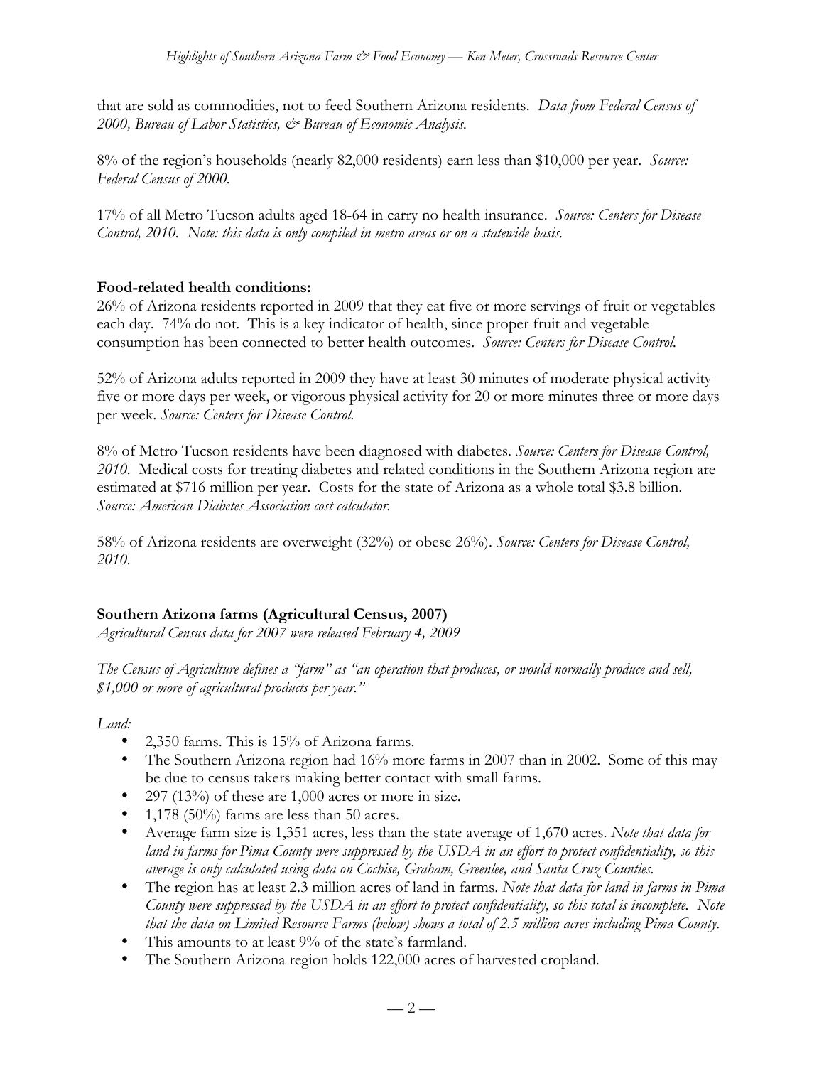that are sold as commodities, not to feed Southern Arizona residents. *Data from Federal Census of 2000, Bureau of Labor Statistics, & Bureau of Economic Analysis.*

8% of the region's households (nearly 82,000 residents) earn less than $10,000 per year. *Source: Federal Census of 2000.*

17% of all Metro Tucson adults aged 18-64 in carry no health insurance. *Source: Centers for Disease Control, 2010. Note: this data is only compiled in metro areas or on a statewide basis.*

**Food-related health conditions:**

26% of Arizona residents reported in 2009 that they eat five or more servings of fruit or vegetables each day. 74% do not. This is a key indicator of health, since proper fruit and vegetable consumption has been connected to better health outcomes. *Source: Centers for Disease Control.*

52% of Arizona adults reported in 2009 they have at least 30 minutes of moderate physical activity five or more days per week, or vigorous physical activity for 20 or more minutes three or more days per week. *Source: Centers for Disease Control.*

8% of Metro Tucson residents have been diagnosed with diabetes. *Source: Centers for Disease Control, 2010.* Medical costs for treating diabetes and related conditions in the Southern Arizona region are estimated at $716 million per year. Costs for the state of Arizona as a whole total $3.8 billion. *Source: American Diabetes Association cost calculator.*

58% of Arizona residents are overweight (32%) or obese 26%). *Source: Centers for Disease Control, 2010.*

**Southern Arizona farms (Agricultural Census, 2007)**

*Agricultural Census data for 2007 were released February 4, 2009*

*The Census of Agriculture defines a "farm" as "an operation that produces, or would normally produce and sell, $1,000 or more of agricultural products per year."*

*Land:*

- 2,350 farms. This is 15% of Arizona farms.
- The Southern Arizona region had 16% more farms in 2007 than in 2002. Some of this may be due to census takers making better contact with small farms.
- 297 (13%) of these are 1,000 acres or more in size.
- 1,178 (50%) farms are less than 50 acres.
- Average farm size is 1,351 acres, less than the state average of 1,670 acres. *Note that data for land in farms for Pima County were suppressed by the USDA in an effort to protect confidentiality, so this average is only calculated using data on Cochise, Graham, Greenlee, and Santa Cruz Counties.*
- The region has at least 2.3 million acres of land in farms. *Note that data for land in farms in Pima County were suppressed by the USDA in an effort to protect confidentiality, so this total is incomplete. Note that the data on Limited Resource Farms (below) shows a total of 2.5 million acres including Pima County.*
- This amounts to at least 9% of the state's farmland.
- The Southern Arizona region holds 122,000 acres of harvested cropland.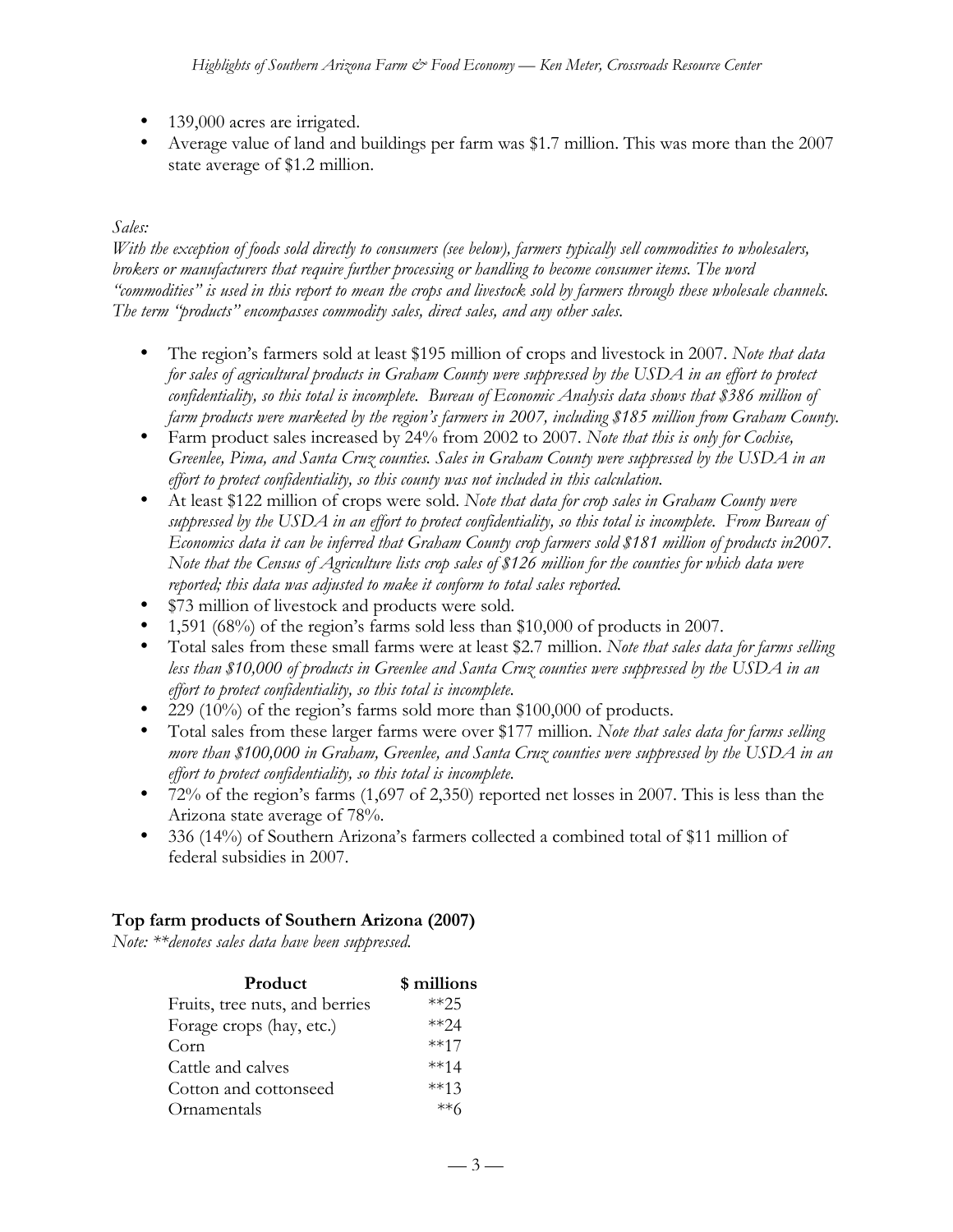- 139,000 acres are irrigated.
- Average value of land and buildings per farm was $1.7 million. This was more than the 2007 state average of $1.2 million.

*Sales:*

*With the exception of foods sold directly to consumers (see below), farmers typically sell commodities to wholesalers, brokers or manufacturers that require further processing or handling to become consumer items. The word "commodities" is used in this report to mean the crops and livestock sold by farmers through these wholesale channels. The term "products" encompasses commodity sales, direct sales, and any other sales.*

- The region's farmers sold at least $195 million of crops and livestock in 2007. *Note that data for sales of agricultural products in Graham County were suppressed by the USDA in an effort to protect confidentiality, so this total is incomplete. Bureau of Economic Analysis data shows that $386 million of farm products were marketed by the region's farmers in 2007, including $185 million from Graham County.*
- Farm product sales increased by 24% from 2002 to 2007. *Note that this is only for Cochise, Greenlee, Pima, and Santa Cruz counties. Sales in Graham County were suppressed by the USDA in an effort to protect confidentiality, so this county was not included in this calculation.*
- At least $122 million of crops were sold. *Note that data for crop sales in Graham County were suppressed by the USDA in an effort to protect confidentiality, so this total is incomplete. From Bureau of Economics data it can be inferred that Graham County crop farmers sold $181 million of products in2007. Note that the Census of Agriculture lists crop sales of $126 million for the counties for which data were reported; this data was adjusted to make it conform to total sales reported.*
- $73 million of livestock and products were sold.
- 1,591 (68%) of the region's farms sold less than $10,000 of products in 2007.
- Total sales from these small farms were at least $2.7 million. *Note that sales data for farms selling less than $10,000 of products in Greenlee and Santa Cruz counties were suppressed by the USDA in an effort to protect confidentiality, so this total is incomplete.*
- 229 (10%) of the region's farms sold more than $100,000 of products.
- Total sales from these larger farms were over $177 million. *Note that sales data for farms selling more than $100,000 in Graham, Greenlee, and Santa Cruz counties were suppressed by the USDA in an effort to protect confidentiality, so this total is incomplete.*
- 72% of the region's farms (1,697 of 2,350) reported net losses in 2007. This is less than the Arizona state average of 78%.
- 336 (14%) of Southern Arizona's farmers collected a combined total of $11 million of federal subsidies in 2007.

**Top farm products of Southern Arizona (2007)**

*Note: \*\*denotes sales data have been suppressed.*

| Product | $ millions |
|---|---|
| Fruits, tree nuts, and berries | **25 |
| Forage crops (hay, etc.) | **24 |
| Corn | **17 |
| Cattle and calves | **14 |
| Cotton and cottonseed | **13 |
| Ornamentals | **6 |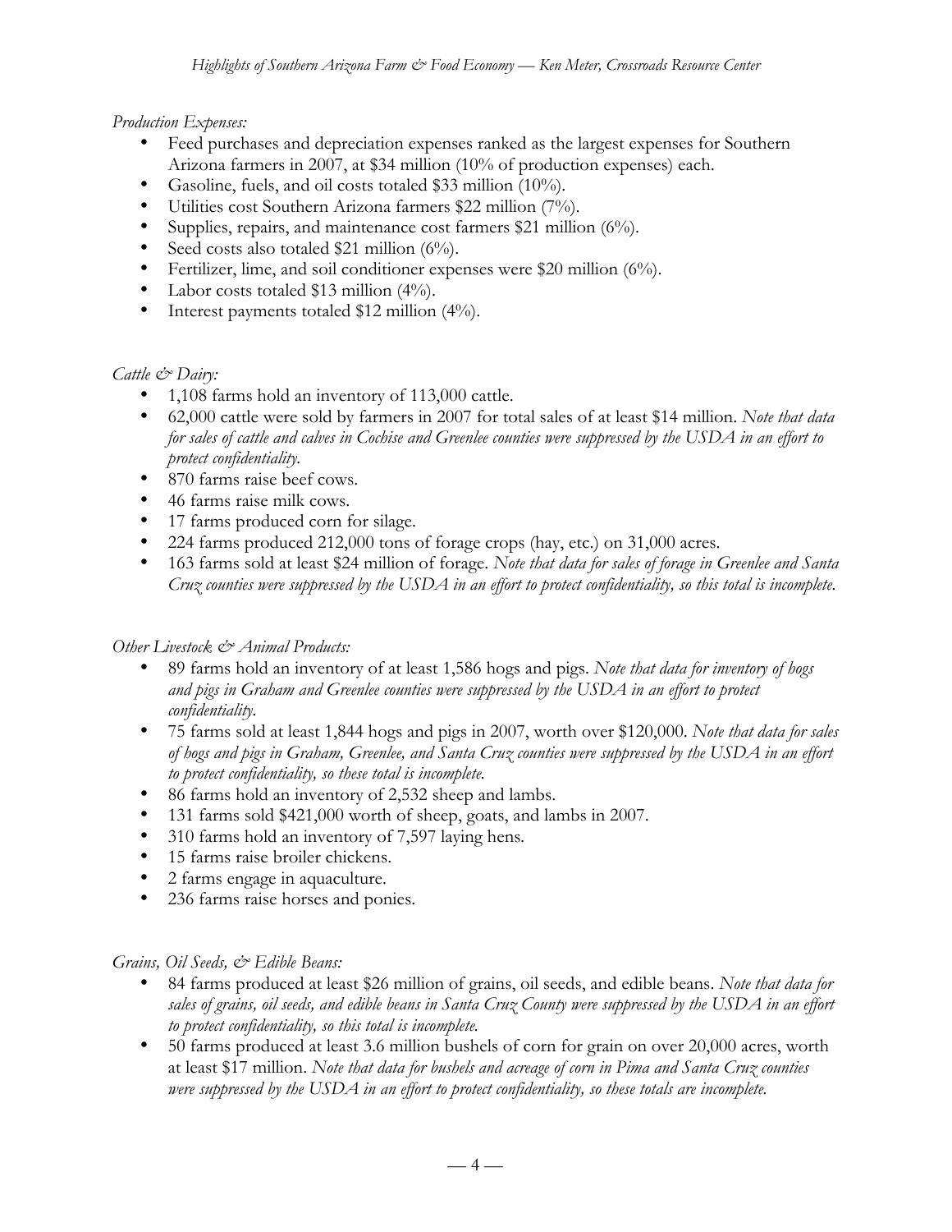*Production Expenses:*

- Feed purchases and depreciation expenses ranked as the largest expenses for Southern Arizona farmers in 2007, at $34 million (10% of production expenses) each.
- Gasoline, fuels, and oil costs totaled $33 million (10%).
- Utilities cost Southern Arizona farmers $22 million (7%).
- Supplies, repairs, and maintenance cost farmers $21 million (6%).
- Seed costs also totaled $21 million (6%).
- Fertilizer, lime, and soil conditioner expenses were $20 million (6%).
- Labor costs totaled $13 million (4%).
- Interest payments totaled $12 million (4%).

*Cattle & Dairy:*

- 1,108 farms hold an inventory of 113,000 cattle.
- 62,000 cattle were sold by farmers in 2007 for total sales of at least $14 million. *Note that data for sales of cattle and calves in Cochise and Greenlee counties were suppressed by the USDA in an effort to protect confidentiality.*
- 870 farms raise beef cows.
- 46 farms raise milk cows.
- 17 farms produced corn for silage.
- 224 farms produced 212,000 tons of forage crops (hay, etc.) on 31,000 acres.
- 163 farms sold at least $24 million of forage. *Note that data for sales of forage in Greenlee and Santa Cruz counties were suppressed by the USDA in an effort to protect confidentiality, so this total is incomplete.*

*Other Livestock & Animal Products:*

- 89 farms hold an inventory of at least 1,586 hogs and pigs. *Note that data for inventory of hogs and pigs in Graham and Greenlee counties were suppressed by the USDA in an effort to protect confidentiality.*
- 75 farms sold at least 1,844 hogs and pigs in 2007, worth over $120,000. *Note that data for sales of hogs and pigs in Graham, Greenlee, and Santa Cruz counties were suppressed by the USDA in an effort to protect confidentiality, so these total is incomplete.*
- 86 farms hold an inventory of 2,532 sheep and lambs.
- 131 farms sold $421,000 worth of sheep, goats, and lambs in 2007.
- 310 farms hold an inventory of 7,597 laying hens.
- 15 farms raise broiler chickens.
- 2 farms engage in aquaculture.
- 236 farms raise horses and ponies.

*Grains, Oil Seeds, & Edible Beans:*

- 84 farms produced at least $26 million of grains, oil seeds, and edible beans. *Note that data for sales of grains, oil seeds, and edible beans in Santa Cruz County were suppressed by the USDA in an effort to protect confidentiality, so this total is incomplete.*
- 50 farms produced at least 3.6 million bushels of corn for grain on over 20,000 acres, worth at least $17 million. *Note that data for bushels and acreage of corn in Pima and Santa Cruz counties were suppressed by the USDA in an effort to protect confidentiality, so these totals are incomplete.*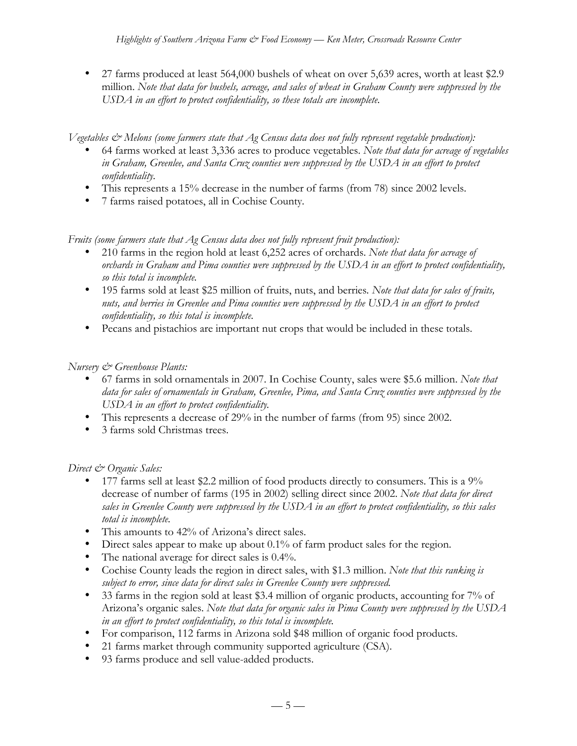- 27 farms produced at least 564,000 bushels of wheat on over 5,639 acres, worth at least $2.9 million. *Note that data for bushels, acreage, and sales of wheat in Graham County were suppressed by the USDA in an effort to protect confidentiality, so these totals are incomplete.*

*Vegetables & Melons (some farmers state that Ag Census data does not fully represent vegetable production):*

- 64 farms worked at least 3,336 acres to produce vegetables. *Note that data for acreage of vegetables in Graham, Greenlee, and Santa Cruz counties were suppressed by the USDA in an effort to protect confidentiality.*
- This represents a 15% decrease in the number of farms (from 78) since 2002 levels.
- 7 farms raised potatoes, all in Cochise County.

*Fruits (some farmers state that Ag Census data does not fully represent fruit production):*

- 210 farms in the region hold at least 6,252 acres of orchards. *Note that data for acreage of orchards in Graham and Pima counties were suppressed by the USDA in an effort to protect confidentiality, so this total is incomplete.*
- 195 farms sold at least $25 million of fruits, nuts, and berries. *Note that data for sales of fruits, nuts, and berries in Greenlee and Pima counties were suppressed by the USDA in an effort to protect confidentiality, so this total is incomplete.*
- Pecans and pistachios are important nut crops that would be included in these totals.

*Nursery & Greenhouse Plants:*

- 67 farms in sold ornamentals in 2007. In Cochise County, sales were $5.6 million. *Note that data for sales of ornamentals in Graham, Greenlee, Pima, and Santa Cruz counties were suppressed by the USDA in an effort to protect confidentiality.*
- This represents a decrease of 29% in the number of farms (from 95) since 2002.
- 3 farms sold Christmas trees.

*Direct & Organic Sales:*

- 177 farms sell at least $2.2 million of food products directly to consumers. This is a 9% decrease of number of farms (195 in 2002) selling direct since 2002. *Note that data for direct sales in Greenlee County were suppressed by the USDA in an effort to protect confidentiality, so this sales total is incomplete.*
- This amounts to 42% of Arizona's direct sales.
- Direct sales appear to make up about 0.1% of farm product sales for the region.
- The national average for direct sales is 0.4%.
- Cochise County leads the region in direct sales, with $1.3 million. *Note that this ranking is subject to error, since data for direct sales in Greenlee County were suppressed.*
- 33 farms in the region sold at least $3.4 million of organic products, accounting for 7% of Arizona's organic sales. *Note that data for organic sales in Pima County were suppressed by the USDA in an effort to protect confidentiality, so this total is incomplete.*
- For comparison, 112 farms in Arizona sold $48 million of organic food products.
- 21 farms market through community supported agriculture (CSA).
- 93 farms produce and sell value-added products.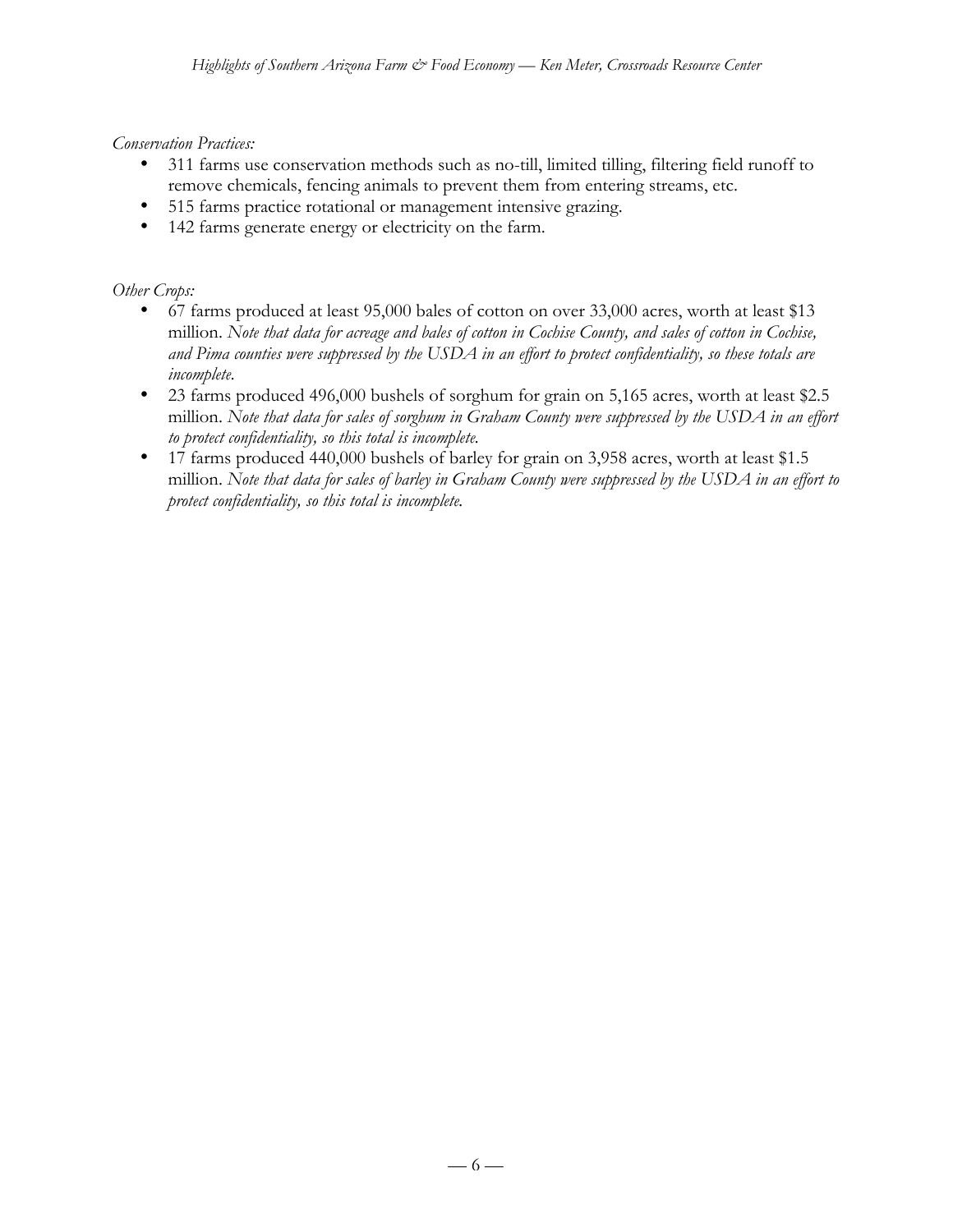*Conservation Practices:*

- 311 farms use conservation methods such as no-till, limited tilling, filtering field runoff to remove chemicals, fencing animals to prevent them from entering streams, etc.
- 515 farms practice rotational or management intensive grazing.
- 142 farms generate energy or electricity on the farm.

*Other Crops:*

- 67 farms produced at least 95,000 bales of cotton on over 33,000 acres, worth at least $13 million. *Note that data for acreage and bales of cotton in Cochise County, and sales of cotton in Cochise, and Pima counties were suppressed by the USDA in an effort to protect confidentiality, so these totals are incomplete.*
- 23 farms produced 496,000 bushels of sorghum for grain on 5,165 acres, worth at least $2.5 million. *Note that data for sales of sorghum in Graham County were suppressed by the USDA in an effort to protect confidentiality, so this total is incomplete.*
- 17 farms produced 440,000 bushels of barley for grain on 3,958 acres, worth at least $1.5 million. *Note that data for sales of barley in Graham County were suppressed by the USDA in an effort to protect confidentiality, so this total is incomplete.*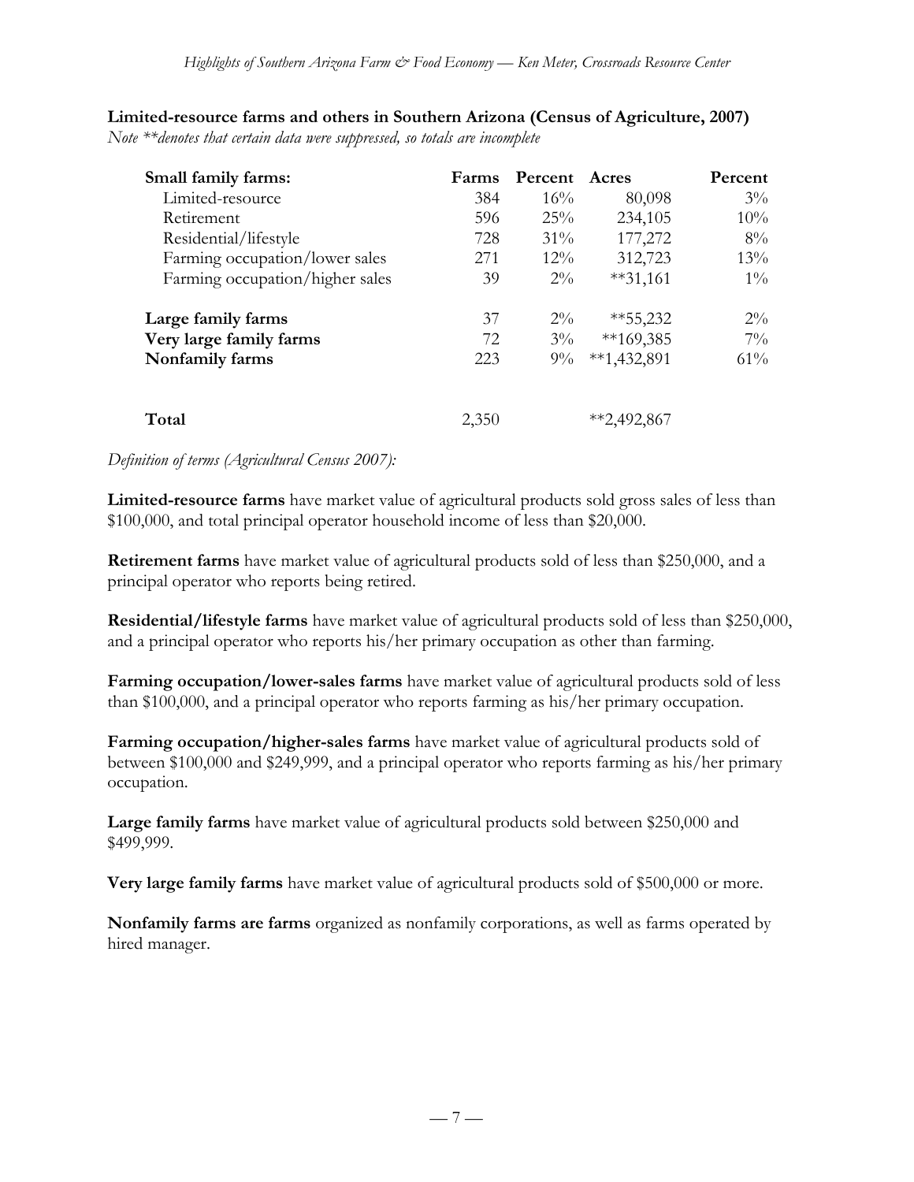**Limited-resource farms and others in Southern Arizona (Census of Agriculture, 2007)**

*Note **denotes that certain data were suppressed, so totals are incomplete*

| Small family farms: | Farms | Percent | Acres | Percent |
|---|---|---|---|---|
| Limited-resource | 384 | 16% | 80,098 | 3% |
| Retirement | 596 | 25% | 234,105 | 10% |
| Residential/lifestyle | 728 | 31% | 177,272 | 8% |
| Farming occupation/lower sales | 271 | 12% | 312,723 | 13% |
| Farming occupation/higher sales | 39 | 2% | **31,161 | 1% |
| **Large family farms** | 37 | 2% | **55,232 | 2% |
| **Very large family farms** | 72 | 3% | **169,385 | 7% |
| **Nonfamily farms** | 223 | 9% | **1,432,891 | 61% |
| **Total** | 2,350 | | **2,492,867 | |

*Definition of terms (Agricultural Census 2007):*

**Limited-resource farms** have market value of agricultural products sold gross sales of less than $100,000, and total principal operator household income of less than $20,000.

**Retirement farms** have market value of agricultural products sold of less than $250,000, and a principal operator who reports being retired.

**Residential/lifestyle farms** have market value of agricultural products sold of less than $250,000, and a principal operator who reports his/her primary occupation as other than farming.

**Farming occupation/lower-sales farms** have market value of agricultural products sold of less than $100,000, and a principal operator who reports farming as his/her primary occupation.

**Farming occupation/higher-sales farms** have market value of agricultural products sold of between $100,000 and $249,999, and a principal operator who reports farming as his/her primary occupation.

**Large family farms** have market value of agricultural products sold between $250,000 and $499,999.

**Very large family farms** have market value of agricultural products sold of $500,000 or more.

**Nonfamily farms are farms** organized as nonfamily corporations, as well as farms operated by hired manager.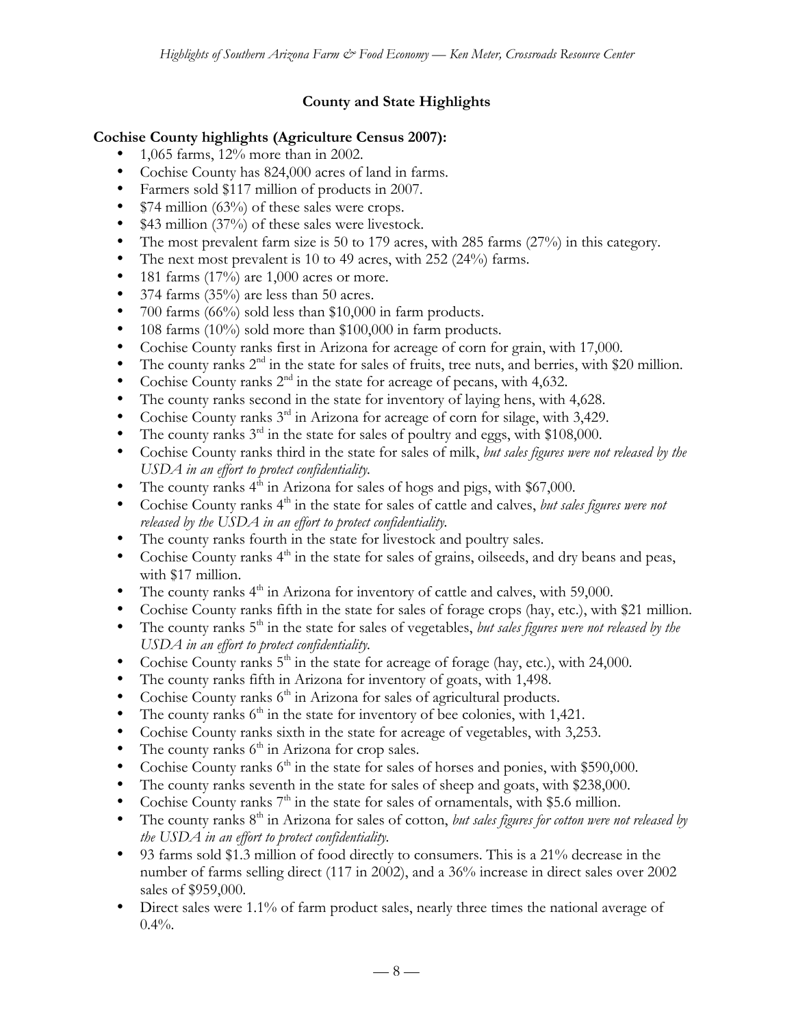## County and State Highlights

**Cochise County highlights (Agriculture Census 2007):**

- 1,065 farms, 12% more than in 2002.
- Cochise County has 824,000 acres of land in farms.
- Farmers sold $117 million of products in 2007.
- $74 million (63%) of these sales were crops.
- $43 million (37%) of these sales were livestock.
- The most prevalent farm size is 50 to 179 acres, with 285 farms (27%) in this category.
- The next most prevalent is 10 to 49 acres, with 252 (24%) farms.
- 181 farms (17%) are 1,000 acres or more.
- 374 farms (35%) are less than 50 acres.
- 700 farms (66%) sold less than $10,000 in farm products.
- 108 farms (10%) sold more than $100,000 in farm products.
- Cochise County ranks first in Arizona for acreage of corn for grain, with 17,000.
- The county ranks 2nd in the state for sales of fruits, tree nuts, and berries, with $20 million.
- Cochise County ranks 2nd in the state for acreage of pecans, with 4,632.
- The county ranks second in the state for inventory of laying hens, with 4,628.
- Cochise County ranks 3rd in Arizona for acreage of corn for silage, with 3,429.
- The county ranks 3rd in the state for sales of poultry and eggs, with $108,000.
- Cochise County ranks third in the state for sales of milk, *but sales figures were not released by the USDA in an effort to protect confidentiality.*
- The county ranks 4th in Arizona for sales of hogs and pigs, with $67,000.
- Cochise County ranks 4th in the state for sales of cattle and calves, *but sales figures were not released by the USDA in an effort to protect confidentiality.*
- The county ranks fourth in the state for livestock and poultry sales.
- Cochise County ranks 4th in the state for sales of grains, oilseeds, and dry beans and peas, with $17 million.
- The county ranks 4th in Arizona for inventory of cattle and calves, with 59,000.
- Cochise County ranks fifth in the state for sales of forage crops (hay, etc.), with $21 million.
- The county ranks 5th in the state for sales of vegetables, *but sales figures were not released by the USDA in an effort to protect confidentiality.*
- Cochise County ranks 5th in the state for acreage of forage (hay, etc.), with 24,000.
- The county ranks fifth in Arizona for inventory of goats, with 1,498.
- Cochise County ranks 6th in Arizona for sales of agricultural products.
- The county ranks 6th in the state for inventory of bee colonies, with 1,421.
- Cochise County ranks sixth in the state for acreage of vegetables, with 3,253.
- The county ranks 6th in Arizona for crop sales.
- Cochise County ranks 6th in the state for sales of horses and ponies, with $590,000.
- The county ranks seventh in the state for sales of sheep and goats, with $238,000.
- Cochise County ranks 7th in the state for sales of ornamentals, with $5.6 million.
- The county ranks 8th in Arizona for sales of cotton, *but sales figures for cotton were not released by the USDA in an effort to protect confidentiality.*
- 93 farms sold $1.3 million of food directly to consumers. This is a 21% decrease in the number of farms selling direct (117 in 2002), and a 36% increase in direct sales over 2002 sales of $959,000.
- Direct sales were 1.1% of farm product sales, nearly three times the national average of 0.4%.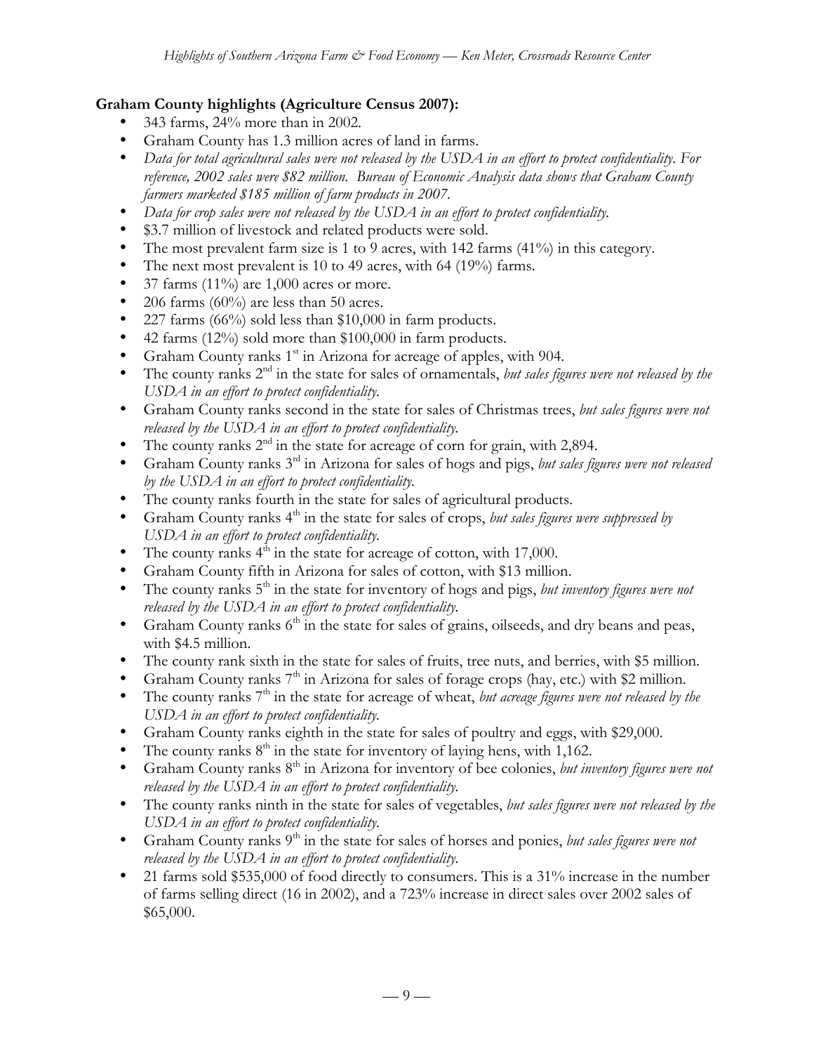**Graham County highlights (Agriculture Census 2007):**

- 343 farms, 24% more than in 2002.
- Graham County has 1.3 million acres of land in farms.
- *Data for total agricultural sales were not released by the USDA in an effort to protect confidentiality. For reference, 2002 sales were $82 million. Bureau of Economic Analysis data shows that Graham County farmers marketed $185 million of farm products in 2007.*
- *Data for crop sales were not released by the USDA in an effort to protect confidentiality.*
- $3.7 million of livestock and related products were sold.
- The most prevalent farm size is 1 to 9 acres, with 142 farms (41%) in this category.
- The next most prevalent is 10 to 49 acres, with 64 (19%) farms.
- 37 farms (11%) are 1,000 acres or more.
- 206 farms (60%) are less than 50 acres.
- 227 farms (66%) sold less than $10,000 in farm products.
- 42 farms (12%) sold more than $100,000 in farm products.
- Graham County ranks 1st in Arizona for acreage of apples, with 904.
- The county ranks 2nd in the state for sales of ornamentals, *but sales figures were not released by the USDA in an effort to protect confidentiality.*
- Graham County ranks second in the state for sales of Christmas trees, *but sales figures were not released by the USDA in an effort to protect confidentiality.*
- The county ranks 2nd in the state for acreage of corn for grain, with 2,894.
- Graham County ranks 3rd in Arizona for sales of hogs and pigs, *but sales figures were not released by the USDA in an effort to protect confidentiality.*
- The county ranks fourth in the state for sales of agricultural products.
- Graham County ranks 4th in the state for sales of crops, *but sales figures were suppressed by USDA in an effort to protect confidentiality.*
- The county ranks 4th in the state for acreage of cotton, with 17,000.
- Graham County fifth in Arizona for sales of cotton, with $13 million.
- The county ranks 5th in the state for inventory of hogs and pigs, *but inventory figures were not released by the USDA in an effort to protect confidentiality.*
- Graham County ranks 6th in the state for sales of grains, oilseeds, and dry beans and peas, with $4.5 million.
- The county rank sixth in the state for sales of fruits, tree nuts, and berries, with $5 million.
- Graham County ranks 7th in Arizona for sales of forage crops (hay, etc.) with $2 million.
- The county ranks 7th in the state for acreage of wheat, *but acreage figures were not released by the USDA in an effort to protect confidentiality.*
- Graham County ranks eighth in the state for sales of poultry and eggs, with $29,000.
- The county ranks 8th in the state for inventory of laying hens, with 1,162.
- Graham County ranks 8th in Arizona for inventory of bee colonies, *but inventory figures were not released by the USDA in an effort to protect confidentiality.*
- The county ranks ninth in the state for sales of vegetables, *but sales figures were not released by the USDA in an effort to protect confidentiality.*
- Graham County ranks 9th in the state for sales of horses and ponies, *but sales figures were not released by the USDA in an effort to protect confidentiality.*
- 21 farms sold $535,000 of food directly to consumers. This is a 31% increase in the number of farms selling direct (16 in 2002), and a 723% increase in direct sales over 2002 sales of $65,000.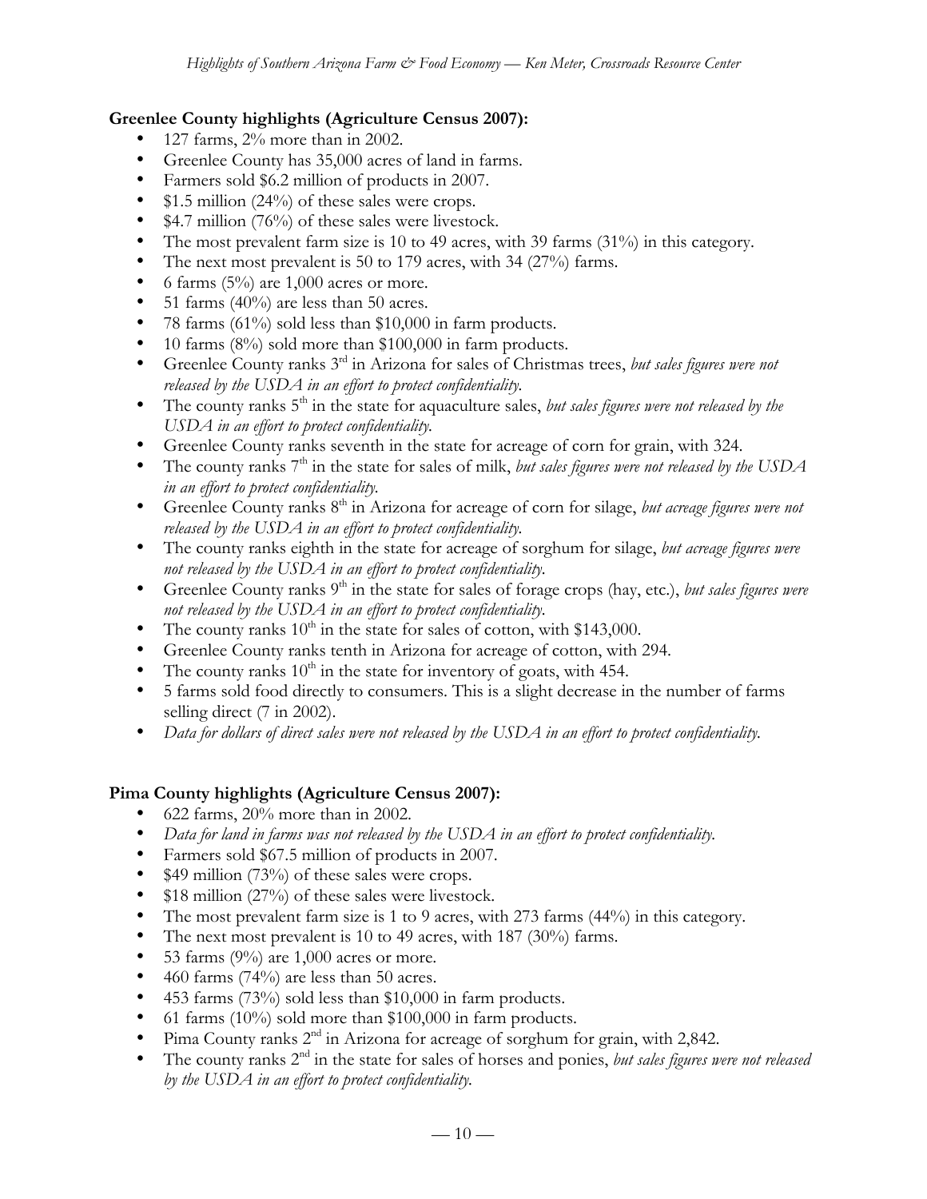**Greenlee County highlights (Agriculture Census 2007):**

- 127 farms, 2% more than in 2002.
- Greenlee County has 35,000 acres of land in farms.
- Farmers sold $6.2 million of products in 2007.
- $1.5 million (24%) of these sales were crops.
- $4.7 million (76%) of these sales were livestock.
- The most prevalent farm size is 10 to 49 acres, with 39 farms (31%) in this category.
- The next most prevalent is 50 to 179 acres, with 34 (27%) farms.
- 6 farms (5%) are 1,000 acres or more.
- 51 farms (40%) are less than 50 acres.
- 78 farms (61%) sold less than $10,000 in farm products.
- 10 farms (8%) sold more than $100,000 in farm products.
- Greenlee County ranks 3rd in Arizona for sales of Christmas trees, *but sales figures were not released by the USDA in an effort to protect confidentiality.*
- The county ranks 5th in the state for aquaculture sales, *but sales figures were not released by the USDA in an effort to protect confidentiality.*
- Greenlee County ranks seventh in the state for acreage of corn for grain, with 324.
- The county ranks 7th in the state for sales of milk, *but sales figures were not released by the USDA in an effort to protect confidentiality.*
- Greenlee County ranks 8th in Arizona for acreage of corn for silage, *but acreage figures were not released by the USDA in an effort to protect confidentiality.*
- The county ranks eighth in the state for acreage of sorghum for silage, *but acreage figures were not released by the USDA in an effort to protect confidentiality.*
- Greenlee County ranks 9th in the state for sales of forage crops (hay, etc.), *but sales figures were not released by the USDA in an effort to protect confidentiality.*
- The county ranks 10th in the state for sales of cotton, with $143,000.
- Greenlee County ranks tenth in Arizona for acreage of cotton, with 294.
- The county ranks 10th in the state for inventory of goats, with 454.
- 5 farms sold food directly to consumers. This is a slight decrease in the number of farms selling direct (7 in 2002).
- *Data for dollars of direct sales were not released by the USDA in an effort to protect confidentiality.*

**Pima County highlights (Agriculture Census 2007):**

- 622 farms, 20% more than in 2002.
- *Data for land in farms was not released by the USDA in an effort to protect confidentiality.*
- Farmers sold $67.5 million of products in 2007.
- $49 million (73%) of these sales were crops.
- $18 million (27%) of these sales were livestock.
- The most prevalent farm size is 1 to 9 acres, with 273 farms (44%) in this category.
- The next most prevalent is 10 to 49 acres, with 187 (30%) farms.
- 53 farms (9%) are 1,000 acres or more.
- 460 farms (74%) are less than 50 acres.
- 453 farms (73%) sold less than $10,000 in farm products.
- 61 farms (10%) sold more than $100,000 in farm products.
- Pima County ranks 2nd in Arizona for acreage of sorghum for grain, with 2,842.
- The county ranks 2nd in the state for sales of horses and ponies, *but sales figures were not released by the USDA in an effort to protect confidentiality.*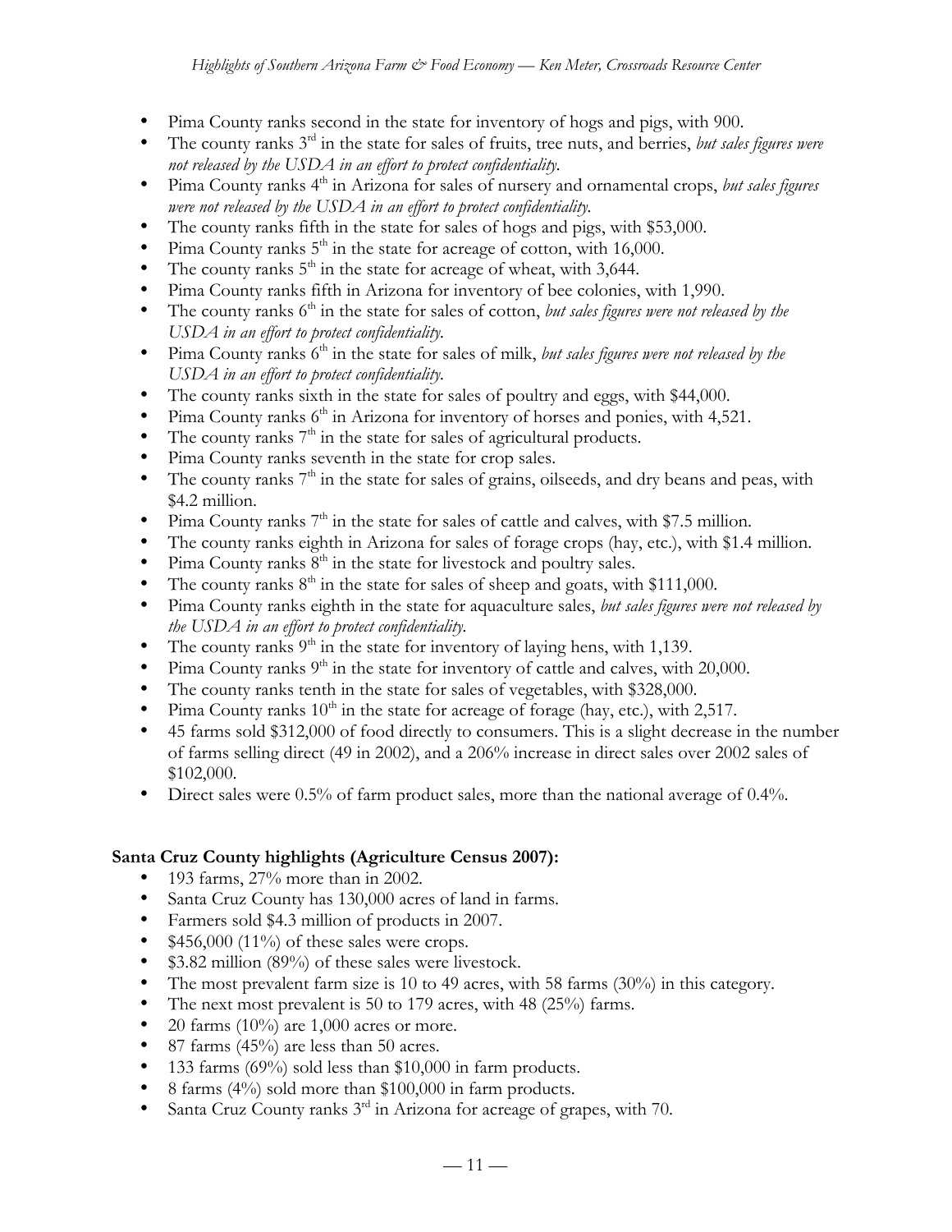- Pima County ranks second in the state for inventory of hogs and pigs, with 900.
- The county ranks 3rd in the state for sales of fruits, tree nuts, and berries, *but sales figures were not released by the USDA in an effort to protect confidentiality*.
- Pima County ranks 4th in Arizona for sales of nursery and ornamental crops, *but sales figures were not released by the USDA in an effort to protect confidentiality.*
- The county ranks fifth in the state for sales of hogs and pigs, with $53,000.
- Pima County ranks 5th in the state for acreage of cotton, with 16,000.
- The county ranks 5th in the state for acreage of wheat, with 3,644.
- Pima County ranks fifth in Arizona for inventory of bee colonies, with 1,990.
- The county ranks 6th in the state for sales of cotton, *but sales figures were not released by the USDA in an effort to protect confidentiality.*
- Pima County ranks 6th in the state for sales of milk, *but sales figures were not released by the USDA in an effort to protect confidentiality.*
- The county ranks sixth in the state for sales of poultry and eggs, with $44,000.
- Pima County ranks 6th in Arizona for inventory of horses and ponies, with 4,521.
- The county ranks 7th in the state for sales of agricultural products.
- Pima County ranks seventh in the state for crop sales.
- The county ranks 7th in the state for sales of grains, oilseeds, and dry beans and peas, with $4.2 million.
- Pima County ranks 7th in the state for sales of cattle and calves, with $7.5 million.
- The county ranks eighth in Arizona for sales of forage crops (hay, etc.), with $1.4 million.
- Pima County ranks 8th in the state for livestock and poultry sales.
- The county ranks 8th in the state for sales of sheep and goats, with $111,000.
- Pima County ranks eighth in the state for aquaculture sales, *but sales figures were not released by the USDA in an effort to protect confidentiality.*
- The county ranks 9th in the state for inventory of laying hens, with 1,139.
- Pima County ranks 9th in the state for inventory of cattle and calves, with 20,000.
- The county ranks tenth in the state for sales of vegetables, with $328,000.
- Pima County ranks 10th in the state for acreage of forage (hay, etc.), with 2,517.
- 45 farms sold $312,000 of food directly to consumers. This is a slight decrease in the number of farms selling direct (49 in 2002), and a 206% increase in direct sales over 2002 sales of $102,000.
- Direct sales were 0.5% of farm product sales, more than the national average of 0.4%.

**Santa Cruz County highlights (Agriculture Census 2007):**

- 193 farms, 27% more than in 2002.
- Santa Cruz County has 130,000 acres of land in farms.
- Farmers sold $4.3 million of products in 2007.
- $456,000 (11%) of these sales were crops.
- $3.82 million (89%) of these sales were livestock.
- The most prevalent farm size is 10 to 49 acres, with 58 farms (30%) in this category.
- The next most prevalent is 50 to 179 acres, with 48 (25%) farms.
- 20 farms (10%) are 1,000 acres or more.
- 87 farms (45%) are less than 50 acres.
- 133 farms (69%) sold less than $10,000 in farm products.
- 8 farms (4%) sold more than $100,000 in farm products.
- Santa Cruz County ranks 3rd in Arizona for acreage of grapes, with 70.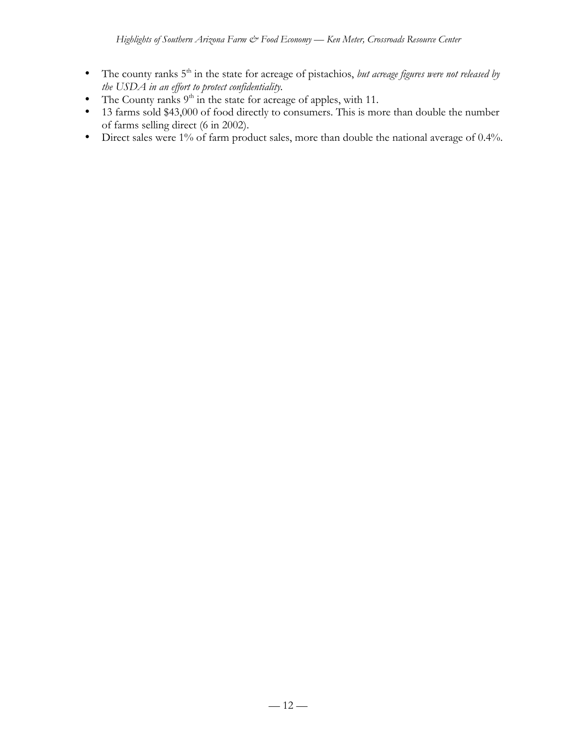- The county ranks 5th in the state for acreage of pistachios, *but acreage figures were not released by the USDA in an effort to protect confidentiality.*
- The County ranks 9th in the state for acreage of apples, with 11.
- 13 farms sold $43,000 of food directly to consumers. This is more than double the number of farms selling direct (6 in 2002).
- Direct sales were 1% of farm product sales, more than double the national average of 0.4%.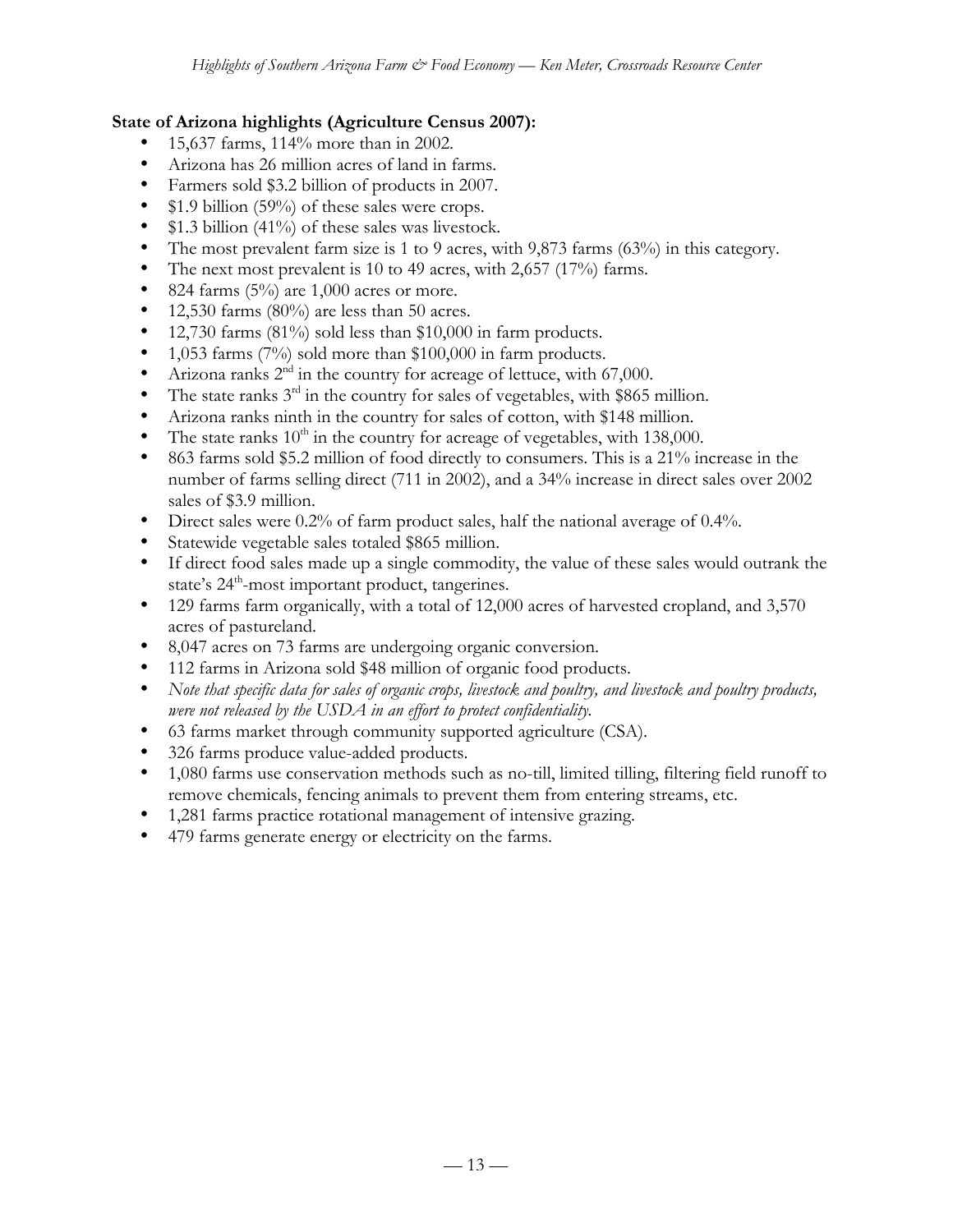**State of Arizona highlights (Agriculture Census 2007):**

- 15,637 farms, 114% more than in 2002.
- Arizona has 26 million acres of land in farms.
- Farmers sold $3.2 billion of products in 2007.
- $1.9 billion (59%) of these sales were crops.
- $1.3 billion (41%) of these sales was livestock.
- The most prevalent farm size is 1 to 9 acres, with 9,873 farms (63%) in this category.
- The next most prevalent is 10 to 49 acres, with 2,657 (17%) farms.
- 824 farms (5%) are 1,000 acres or more.
- 12,530 farms (80%) are less than 50 acres.
- 12,730 farms (81%) sold less than $10,000 in farm products.
- 1,053 farms (7%) sold more than $100,000 in farm products.
- Arizona ranks 2nd in the country for acreage of lettuce, with 67,000.
- The state ranks 3rd in the country for sales of vegetables, with $865 million.
- Arizona ranks ninth in the country for sales of cotton, with $148 million.
- The state ranks 10th in the country for acreage of vegetables, with 138,000.
- 863 farms sold $5.2 million of food directly to consumers. This is a 21% increase in the number of farms selling direct (711 in 2002), and a 34% increase in direct sales over 2002 sales of $3.9 million.
- Direct sales were 0.2% of farm product sales, half the national average of 0.4%.
- Statewide vegetable sales totaled $865 million.
- If direct food sales made up a single commodity, the value of these sales would outrank the state's 24th-most important product, tangerines.
- 129 farms farm organically, with a total of 12,000 acres of harvested cropland, and 3,570 acres of pastureland.
- 8,047 acres on 73 farms are undergoing organic conversion.
- 112 farms in Arizona sold $48 million of organic food products.
- *Note that specific data for sales of organic crops, livestock and poultry, and livestock and poultry products, were not released by the USDA in an effort to protect confidentiality.*
- 63 farms market through community supported agriculture (CSA).
- 326 farms produce value-added products.
- 1,080 farms use conservation methods such as no-till, limited tilling, filtering field runoff to remove chemicals, fencing animals to prevent them from entering streams, etc.
- 1,281 farms practice rotational management of intensive grazing.
- 479 farms generate energy or electricity on the farms.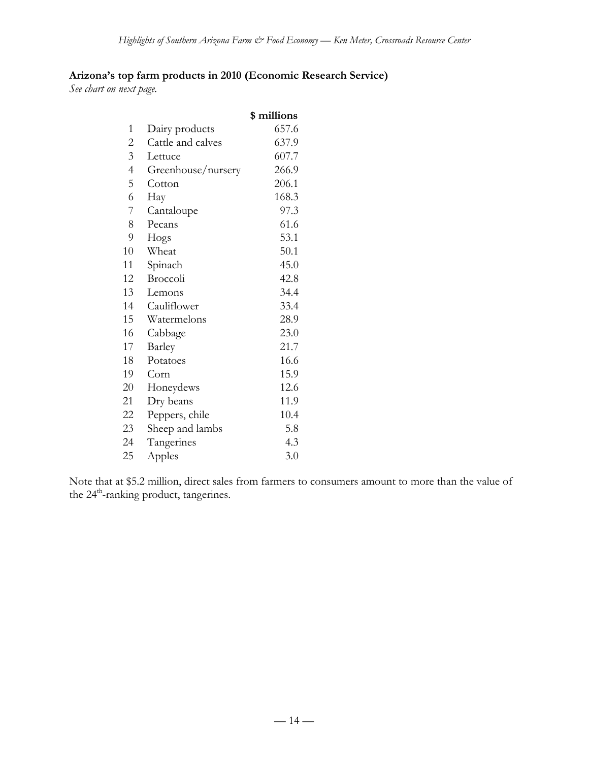**Arizona's top farm products in 2010 (Economic Research Service)**

*See chart on next page.*

| | | $ millions |
|---|---|---|
| 1 | Dairy products | 657.6 |
| 2 | Cattle and calves | 637.9 |
| 3 | Lettuce | 607.7 |
| 4 | Greenhouse/nursery | 266.9 |
| 5 | Cotton | 206.1 |
| 6 | Hay | 168.3 |
| 7 | Cantaloupe | 97.3 |
| 8 | Pecans | 61.6 |
| 9 | Hogs | 53.1 |
| 10 | Wheat | 50.1 |
| 11 | Spinach | 45.0 |
| 12 | Broccoli | 42.8 |
| 13 | Lemons | 34.4 |
| 14 | Cauliflower | 33.4 |
| 15 | Watermelons | 28.9 |
| 16 | Cabbage | 23.0 |
| 17 | Barley | 21.7 |
| 18 | Potatoes | 16.6 |
| 19 | Corn | 15.9 |
| 20 | Honeydews | 12.6 |
| 21 | Dry beans | 11.9 |
| 22 | Peppers, chile | 10.4 |
| 23 | Sheep and lambs | 5.8 |
| 24 | Tangerines | 4.3 |
| 25 | Apples | 3.0 |

Note that at $5.2 million, direct sales from farmers to consumers amount to more than the value of the 24th-ranking product, tangerines.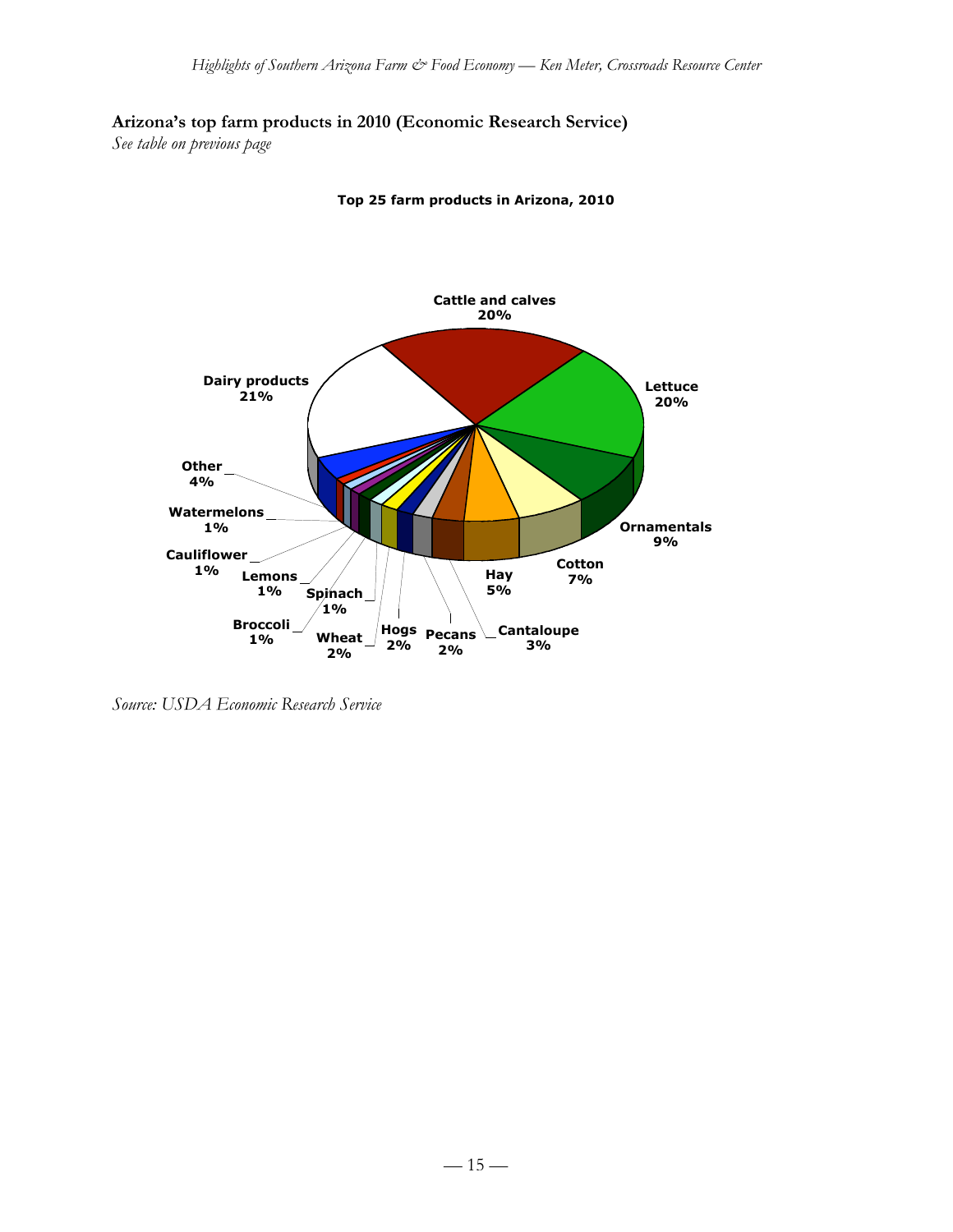**Arizona's top farm products in 2010 (Economic Research Service)**

*See table on previous page*

**Top 25 farm products in Arizona, 2010**

Cattle and calves 20%
Lettuce 20%
Ornamentals 9%
Cotton 7%
Hay 5%
Cantaloupe 3%
Pecans 2%
Hogs 2%
Wheat 2%
Broccoli 1%
Spinach 1%
Lemons 1%
Cauliflower 1%
Watermelons 1%
Other 4%
Dairy products 21%

*Source: USDA Economic Research Service*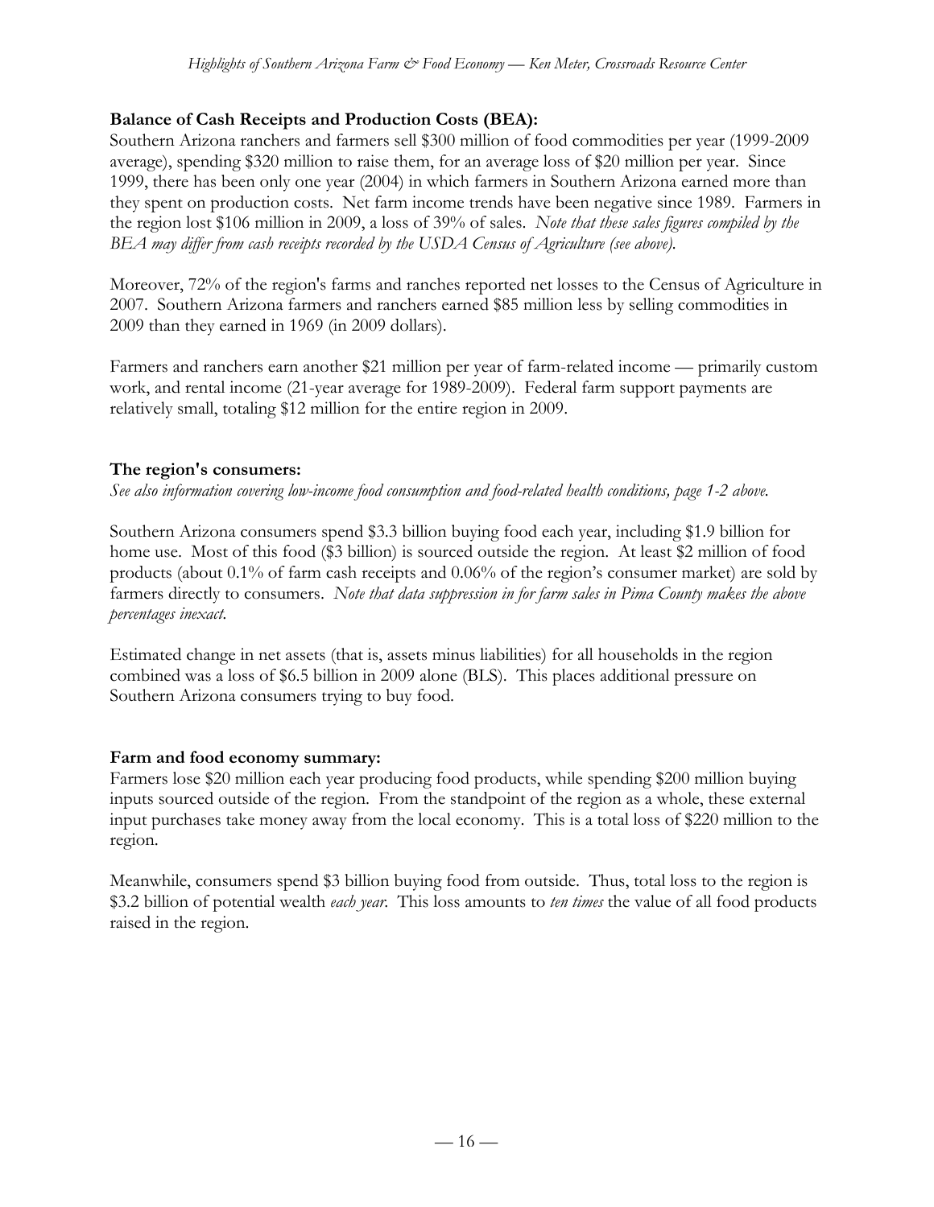**Balance of Cash Receipts and Production Costs (BEA):**

Southern Arizona ranchers and farmers sell $300 million of food commodities per year (1999-2009 average), spending $320 million to raise them, for an average loss of $20 million per year. Since 1999, there has been only one year (2004) in which farmers in Southern Arizona earned more than they spent on production costs. Net farm income trends have been negative since 1989. Farmers in the region lost $106 million in 2009, a loss of 39% of sales. *Note that these sales figures compiled by the BEA may differ from cash receipts recorded by the USDA Census of Agriculture (see above).*

Moreover, 72% of the region's farms and ranches reported net losses to the Census of Agriculture in 2007. Southern Arizona farmers and ranchers earned $85 million less by selling commodities in 2009 than they earned in 1969 (in 2009 dollars).

Farmers and ranchers earn another $21 million per year of farm-related income — primarily custom work, and rental income (21-year average for 1989-2009). Federal farm support payments are relatively small, totaling $12 million for the entire region in 2009.

**The region's consumers:**

*See also information covering low-income food consumption and food-related health conditions, page 1-2 above.*

Southern Arizona consumers spend $3.3 billion buying food each year, including $1.9 billion for home use. Most of this food ($3 billion) is sourced outside the region. At least $2 million of food products (about 0.1% of farm cash receipts and 0.06% of the region's consumer market) are sold by farmers directly to consumers. *Note that data suppression in for farm sales in Pima County makes the above percentages inexact.*

Estimated change in net assets (that is, assets minus liabilities) for all households in the region combined was a loss of $6.5 billion in 2009 alone (BLS). This places additional pressure on Southern Arizona consumers trying to buy food.

**Farm and food economy summary:**

Farmers lose $20 million each year producing food products, while spending $200 million buying inputs sourced outside of the region. From the standpoint of the region as a whole, these external input purchases take money away from the local economy. This is a total loss of $220 million to the region.

Meanwhile, consumers spend $3 billion buying food from outside. Thus, total loss to the region is $3.2 billion of potential wealth *each year*. This loss amounts to *ten times* the value of all food products raised in the region.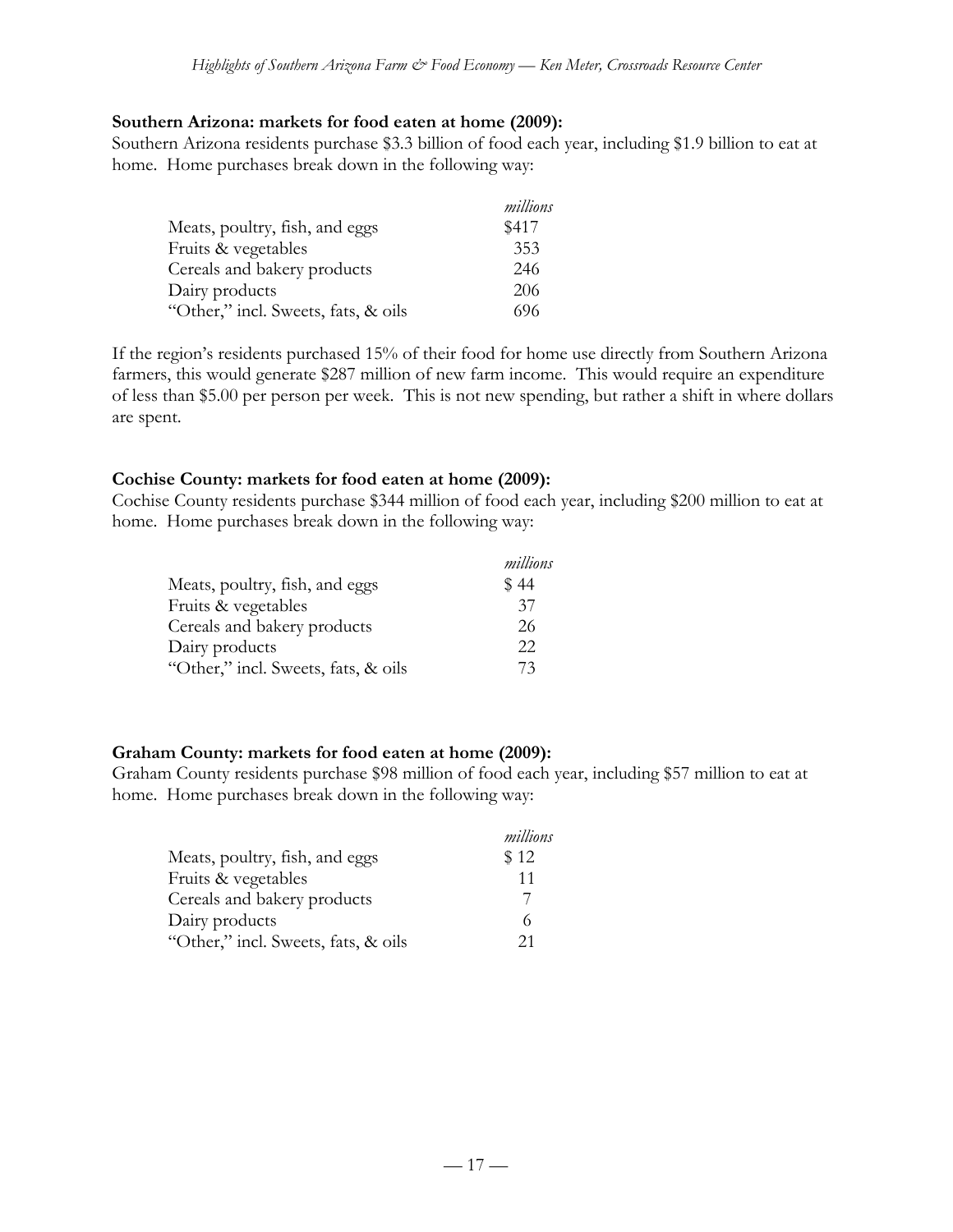**Southern Arizona: markets for food eaten at home (2009):**
Southern Arizona residents purchase $3.3 billion of food each year, including $1.9 billion to eat at home. Home purchases break down in the following way:

| | *millions* |
|---|---|
| Meats, poultry, fish, and eggs | $417 |
| Fruits & vegetables | 353 |
| Cereals and bakery products | 246 |
| Dairy products | 206 |
| "Other," incl. Sweets, fats, & oils | 696 |

If the region's residents purchased 15% of their food for home use directly from Southern Arizona farmers, this would generate $287 million of new farm income. This would require an expenditure of less than $5.00 per person per week. This is not new spending, but rather a shift in where dollars are spent.

**Cochise County: markets for food eaten at home (2009):**
Cochise County residents purchase $344 million of food each year, including $200 million to eat at home. Home purchases break down in the following way:

| | *millions* |
|---|---|
| Meats, poultry, fish, and eggs | $ 44 |
| Fruits & vegetables | 37 |
| Cereals and bakery products | 26 |
| Dairy products | 22 |
| "Other," incl. Sweets, fats, & oils | 73 |

**Graham County: markets for food eaten at home (2009):**
Graham County residents purchase $98 million of food each year, including $57 million to eat at home. Home purchases break down in the following way:

| | *millions* |
|---|---|
| Meats, poultry, fish, and eggs | $ 12 |
| Fruits & vegetables | 11 |
| Cereals and bakery products | 7 |
| Dairy products | 6 |
| "Other," incl. Sweets, fats, & oils | 21 |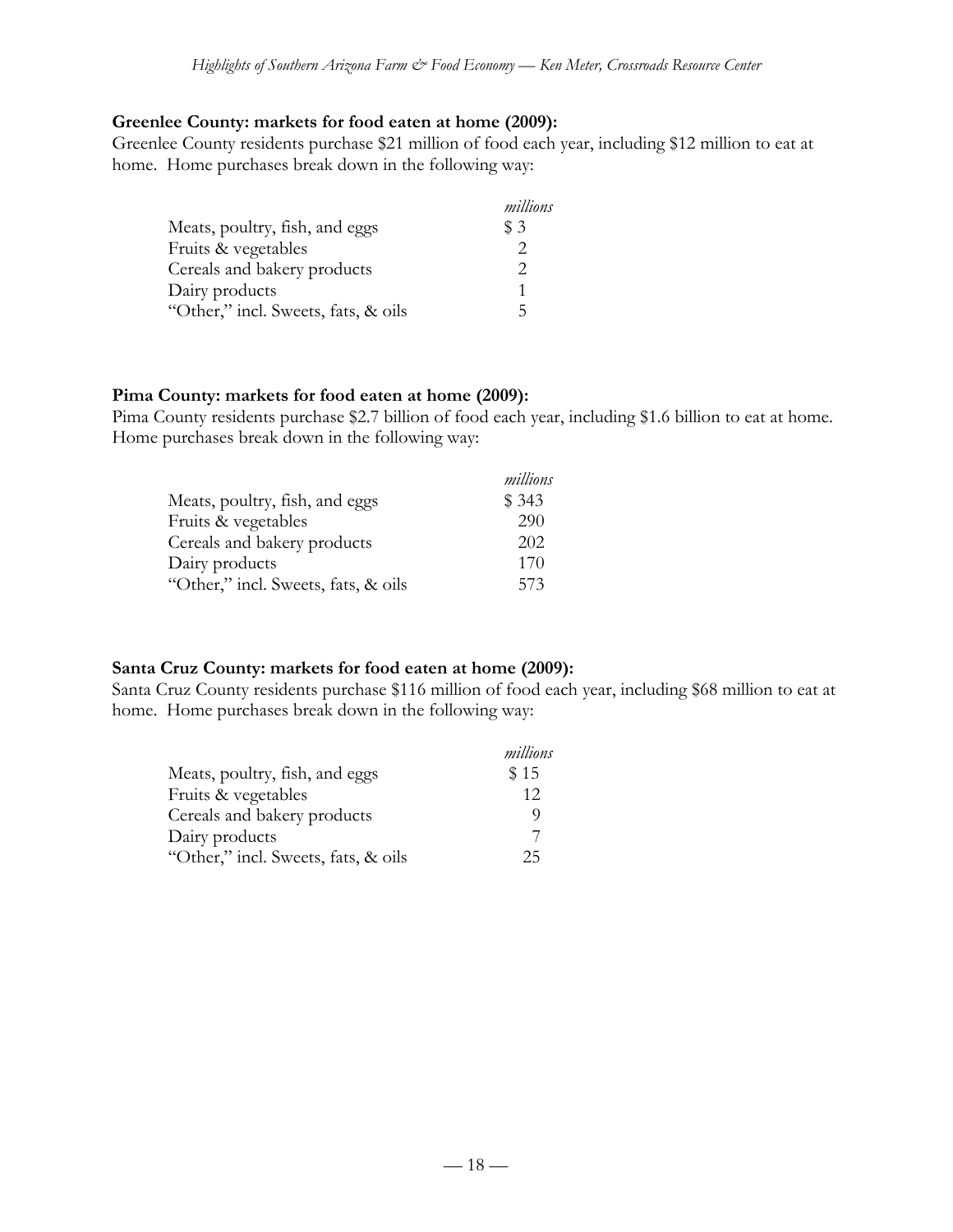**Greenlee County: markets for food eaten at home (2009):**
Greenlee County residents purchase $21 million of food each year, including $12 million to eat at home. Home purchases break down in the following way:

| | *millions* |
|---|---|
| Meats, poultry, fish, and eggs | $ 3 |
| Fruits & vegetables | 2 |
| Cereals and bakery products | 2 |
| Dairy products | 1 |
| "Other," incl. Sweets, fats, & oils | 5 |

**Pima County: markets for food eaten at home (2009):**
Pima County residents purchase $2.7 billion of food each year, including $1.6 billion to eat at home. Home purchases break down in the following way:

| | *millions* |
|---|---|
| Meats, poultry, fish, and eggs | $ 343 |
| Fruits & vegetables | 290 |
| Cereals and bakery products | 202 |
| Dairy products | 170 |
| "Other," incl. Sweets, fats, & oils | 573 |

**Santa Cruz County: markets for food eaten at home (2009):**
Santa Cruz County residents purchase $116 million of food each year, including $68 million to eat at home. Home purchases break down in the following way:

| | *millions* |
|---|---|
| Meats, poultry, fish, and eggs | $ 15 |
| Fruits & vegetables | 12 |
| Cereals and bakery products | 9 |
| Dairy products | 7 |
| "Other," incl. Sweets, fats, & oils | 25 |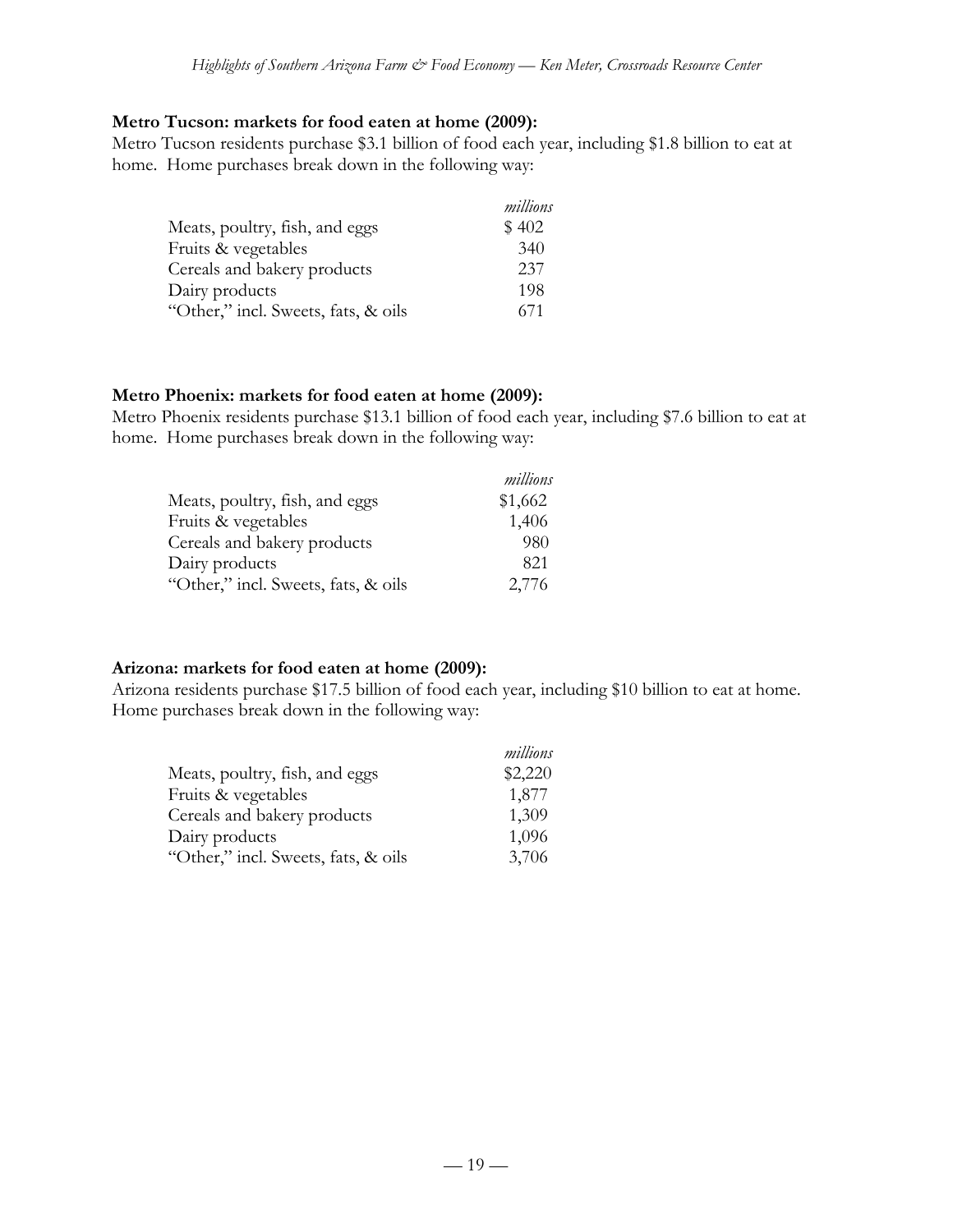**Metro Tucson: markets for food eaten at home (2009):**

Metro Tucson residents purchase $3.1 billion of food each year, including $1.8 billion to eat at home. Home purchases break down in the following way:

| | *millions* |
|---|---|
| Meats, poultry, fish, and eggs | $ 402 |
| Fruits & vegetables | 340 |
| Cereals and bakery products | 237 |
| Dairy products | 198 |
| "Other," incl. Sweets, fats, & oils | 671 |

**Metro Phoenix: markets for food eaten at home (2009):**

Metro Phoenix residents purchase $13.1 billion of food each year, including $7.6 billion to eat at home. Home purchases break down in the following way:

| | *millions* |
|---|---|
| Meats, poultry, fish, and eggs | $1,662 |
| Fruits & vegetables | 1,406 |
| Cereals and bakery products | 980 |
| Dairy products | 821 |
| "Other," incl. Sweets, fats, & oils | 2,776 |

**Arizona: markets for food eaten at home (2009):**

Arizona residents purchase $17.5 billion of food each year, including $10 billion to eat at home. Home purchases break down in the following way:

| | *millions* |
|---|---|
| Meats, poultry, fish, and eggs | $2,220 |
| Fruits & vegetables | 1,877 |
| Cereals and bakery products | 1,309 |
| Dairy products | 1,096 |
| "Other," incl. Sweets, fats, & oils | 3,706 |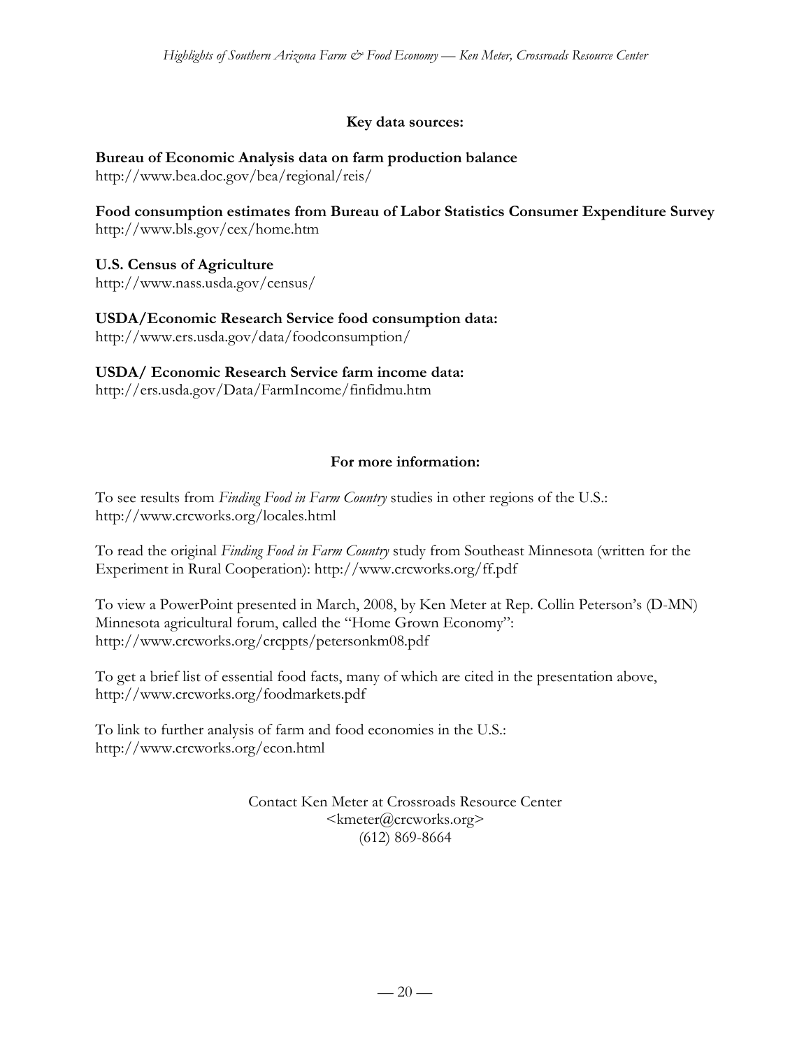## Key data sources:

**Bureau of Economic Analysis data on farm production balance**
http://www.bea.doc.gov/bea/regional/reis/

**Food consumption estimates from Bureau of Labor Statistics Consumer Expenditure Survey**
http://www.bls.gov/cex/home.htm

**U.S. Census of Agriculture**
http://www.nass.usda.gov/census/

**USDA/Economic Research Service food consumption data:**
http://www.ers.usda.gov/data/foodconsumption/

**USDA/ Economic Research Service farm income data:**
http://ers.usda.gov/Data/FarmIncome/finfidmu.htm

## For more information:

To see results from *Finding Food in Farm Country* studies in other regions of the U.S.:
http://www.crcworks.org/locales.html

To read the original *Finding Food in Farm Country* study from Southeast Minnesota (written for the Experiment in Rural Cooperation): http://www.crcworks.org/ff.pdf

To view a PowerPoint presented in March, 2008, by Ken Meter at Rep. Collin Peterson's (D-MN) Minnesota agricultural forum, called the "Home Grown Economy":
http://www.crcworks.org/crcppts/petersonkm08.pdf

To get a brief list of essential food facts, many of which are cited in the presentation above,
http://www.crcworks.org/foodmarkets.pdf

To link to further analysis of farm and food economies in the U.S.:
http://www.crcworks.org/econ.html

Contact Ken Meter at Crossroads Resource Center
<kmeter@crcworks.org>
(612) 869-8664